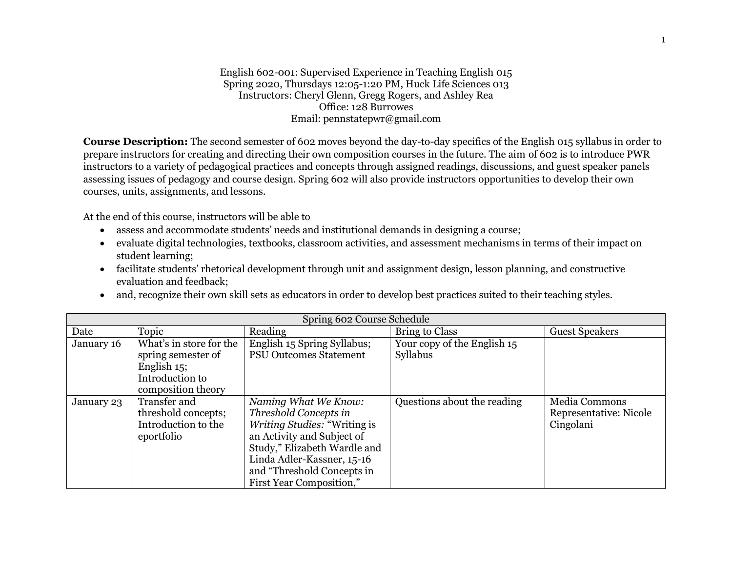English 602-001: Supervised Experience in Teaching English 015
Spring 2020, Thursdays 12:05-1:20 PM, Huck Life Sciences 013
Instructors: Cheryl Glenn, Gregg Rogers, and Ashley Rea
Office: 128 Burrowes
Email: pennstatepwr@gmail.com

**Course Description:** The second semester of 602 moves beyond the day-to-day specifics of the English 015 syllabus in order to prepare instructors for creating and directing their own composition courses in the future. The aim of 602 is to introduce PWR instructors to a variety of pedagogical practices and concepts through assigned readings, discussions, and guest speaker panels assessing issues of pedagogy and course design. Spring 602 will also provide instructors opportunities to develop their own courses, units, assignments, and lessons.

At the end of this course, instructors will be able to

- assess and accommodate students' needs and institutional demands in designing a course;
- evaluate digital technologies, textbooks, classroom activities, and assessment mechanisms in terms of their impact on student learning;
- facilitate students' rhetorical development through unit and assignment design, lesson planning, and constructive evaluation and feedback;
- and, recognize their own skill sets as educators in order to develop best practices suited to their teaching styles.

| Spring 602 Course Schedule | | | | |
|---|---|---|---|---|
| Date | Topic | Reading | Bring to Class | Guest Speakers |
| January 16 | What's in store for the spring semester of English 15; Introduction to composition theory | English 15 Spring Syllabus; PSU Outcomes Statement | Your copy of the English 15 Syllabus | |
| January 23 | Transfer and threshold concepts; Introduction to the eportfolio | *Naming What We Know: Threshold Concepts in Writing Studies:* "Writing is an Activity and Subject of Study," Elizabeth Wardle and Linda Adler-Kassner, 15-16 and "Threshold Concepts in First Year Composition," | Questions about the reading | Media Commons Representative: Nicole Cingolani |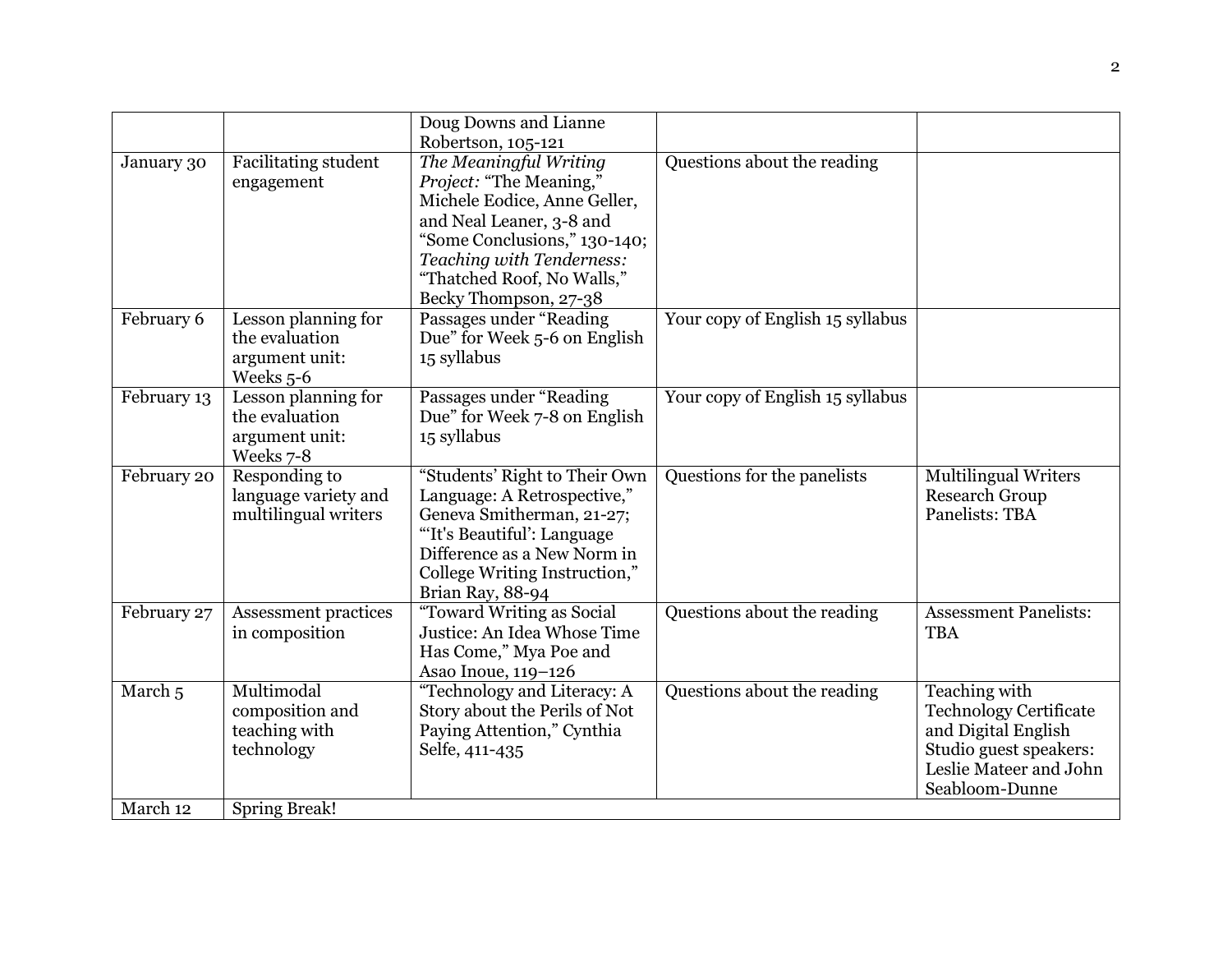| | | | | |
|---|---|---|---|---|
| | | Doug Downs and Lianne Robertson, 105-121 | | |
| January 30 | Facilitating student engagement | *The Meaningful Writing Project:* "The Meaning," Michele Eodice, Anne Geller, and Neal Leaner, 3-8 and "Some Conclusions," 130-140; *Teaching with Tenderness:* "Thatched Roof, No Walls," Becky Thompson, 27-38 | Questions about the reading | |
| February 6 | Lesson planning for the evaluation argument unit: Weeks 5-6 | Passages under "Reading Due" for Week 5-6 on English 15 syllabus | Your copy of English 15 syllabus | |
| February 13 | Lesson planning for the evaluation argument unit: Weeks 7-8 | Passages under "Reading Due" for Week 7-8 on English 15 syllabus | Your copy of English 15 syllabus | |
| February 20 | Responding to language variety and multilingual writers | "Students' Right to Their Own Language: A Retrospective," Geneva Smitherman, 21-27; "'It's Beautiful': Language Difference as a New Norm in College Writing Instruction," Brian Ray, 88-94 | Questions for the panelists | Multilingual Writers Research Group Panelists: TBA |
| February 27 | Assessment practices in composition | "Toward Writing as Social Justice: An Idea Whose Time Has Come," Mya Poe and Asao Inoue, 119–126 | Questions about the reading | Assessment Panelists: TBA |
| March 5 | Multimodal composition and teaching with technology | "Technology and Literacy: A Story about the Perils of Not Paying Attention," Cynthia Selfe, 411-435 | Questions about the reading | Teaching with Technology Certificate and Digital English Studio guest speakers: Leslie Mateer and John Seabloom-Dunne |
| March 12 | Spring Break! | | | |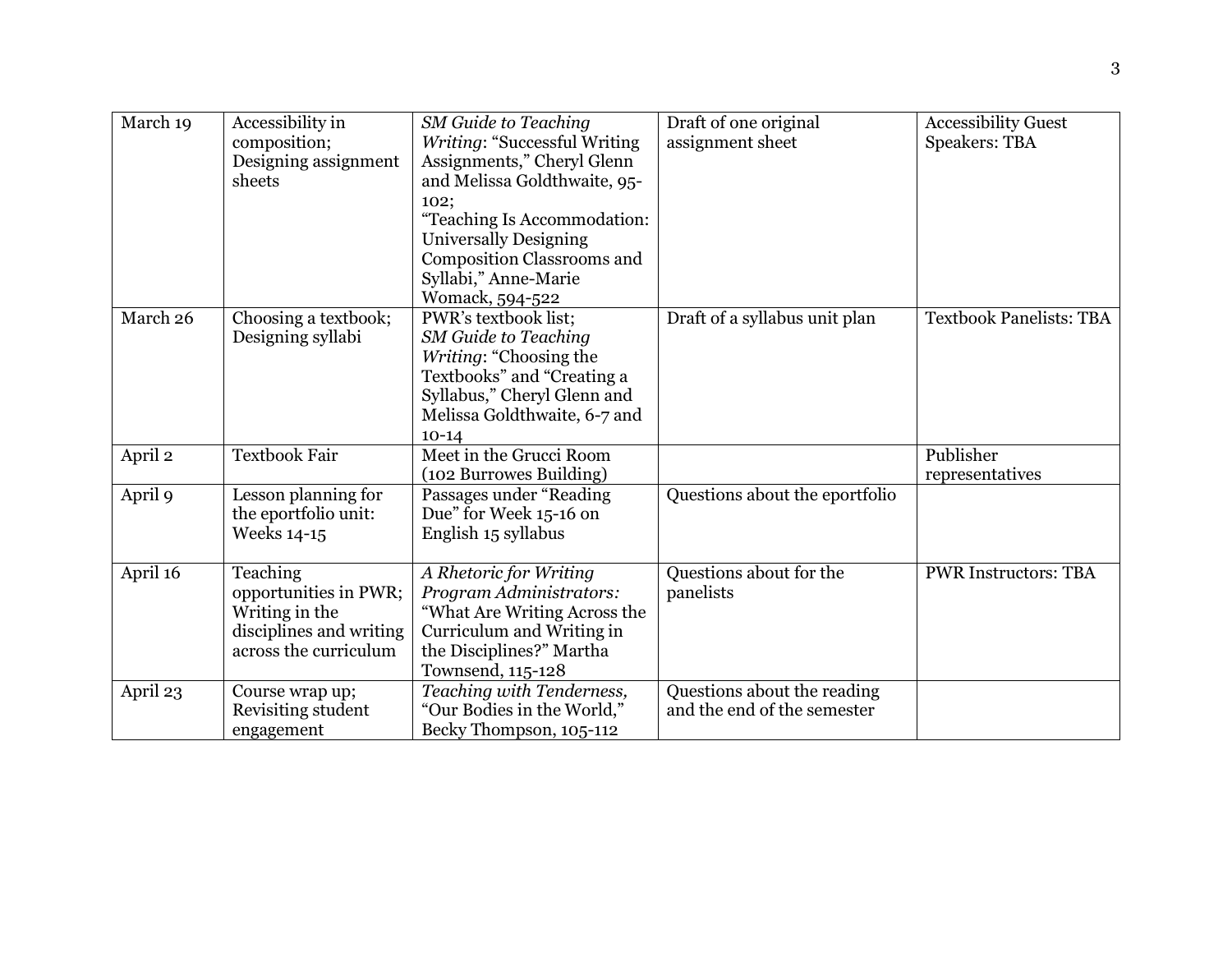| | | | | |
|---|---|---|---|---|
| March 19 | Accessibility in composition; Designing assignment sheets | *SM Guide to Teaching Writing*: "Successful Writing Assignments," Cheryl Glenn and Melissa Goldthwaite, 95-102; "Teaching Is Accommodation: Universally Designing Composition Classrooms and Syllabi," Anne-Marie Womack, 594-522 | Draft of one original assignment sheet | Accessibility Guest Speakers: TBA |
| March 26 | Choosing a textbook; Designing syllabi | PWR's textbook list; *SM Guide to Teaching Writing*: "Choosing the Textbooks" and "Creating a Syllabus," Cheryl Glenn and Melissa Goldthwaite, 6-7 and 10-14 | Draft of a syllabus unit plan | Textbook Panelists: TBA |
| April 2 | Textbook Fair | Meet in the Grucci Room (102 Burrowes Building) | | Publisher representatives |
| April 9 | Lesson planning for the eportfolio unit: Weeks 14-15 | Passages under "Reading Due" for Week 15-16 on English 15 syllabus | Questions about the eportfolio | |
| April 16 | Teaching opportunities in PWR; Writing in the disciplines and writing across the curriculum | *A Rhetoric for Writing Program Administrators:* "What Are Writing Across the Curriculum and Writing in the Disciplines?" Martha Townsend, 115-128 | Questions about for the panelists | PWR Instructors: TBA |
| April 23 | Course wrap up; Revisiting student engagement | *Teaching with Tenderness,* "Our Bodies in the World," Becky Thompson, 105-112 | Questions about the reading and the end of the semester | |